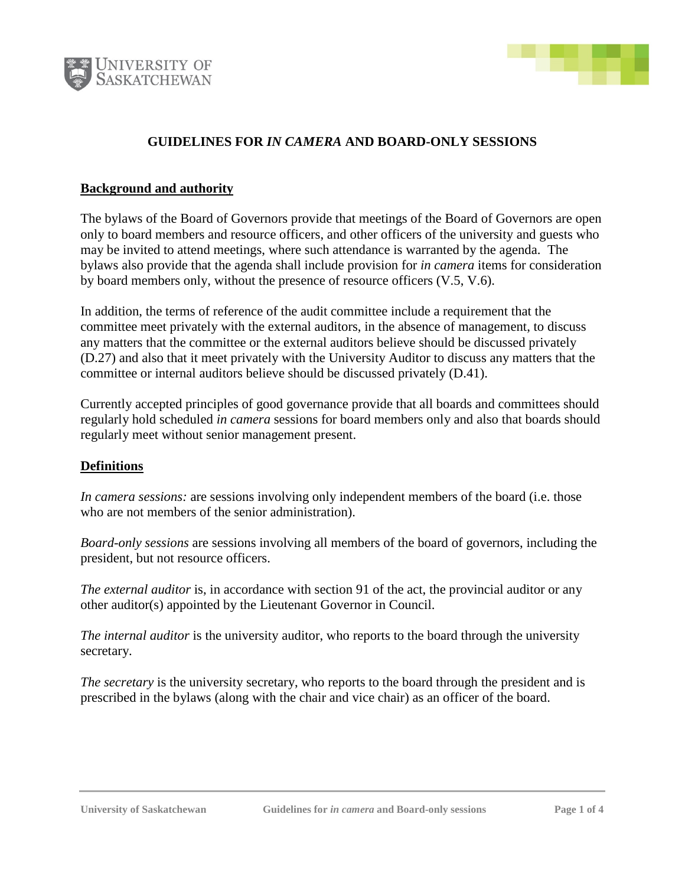# GUIDELINES FOR *IN CAMERA* AND BOARD-ONLY SESSIONS

## Background and authority

The bylaws of the Board of Governors provide that meetings of the Board of Governors are open only to board members and resource officers, and other officers of the university and guests who may be invited to attend meetings, where such attendance is warranted by the agenda. The bylaws also provide that the agenda shall include provision for *in camera* items for consideration by board members only, without the presence of resource officers (V.5, V.6).

In addition, the terms of reference of the audit committee include a requirement that the committee meet privately with the external auditors, in the absence of management, to discuss any matters that the committee or the external auditors believe should be discussed privately (D.27) and also that it meet privately with the University Auditor to discuss any matters that the committee or internal auditors believe should be discussed privately (D.41).

Currently accepted principles of good governance provide that all boards and committees should regularly hold scheduled *in camera* sessions for board members only and also that boards should regularly meet without senior management present.

## Definitions

*In camera sessions:* are sessions involving only independent members of the board (i.e. those who are not members of the senior administration).

*Board-only sessions* are sessions involving all members of the board of governors, including the president, but not resource officers.

*The external auditor* is, in accordance with section 91 of the act, the provincial auditor or any other auditor(s) appointed by the Lieutenant Governor in Council.

*The internal auditor* is the university auditor, who reports to the board through the university secretary.

*The secretary* is the university secretary, who reports to the board through the president and is prescribed in the bylaws (along with the chair and vice chair) as an officer of the board.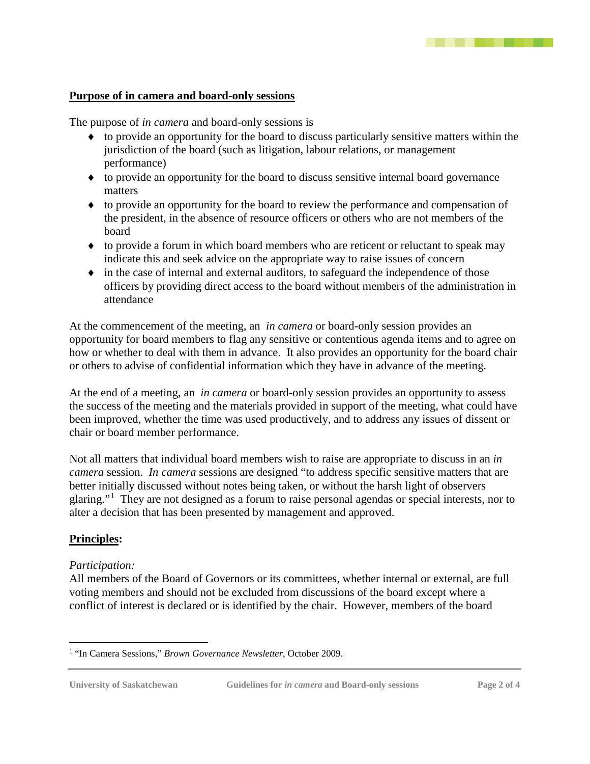## Purpose of in camera and board-only sessions

The purpose of *in camera* and board-only sessions is

- to provide an opportunity for the board to discuss particularly sensitive matters within the jurisdiction of the board (such as litigation, labour relations, or management performance)
- to provide an opportunity for the board to discuss sensitive internal board governance matters
- to provide an opportunity for the board to review the performance and compensation of the president, in the absence of resource officers or others who are not members of the board
- to provide a forum in which board members who are reticent or reluctant to speak may indicate this and seek advice on the appropriate way to raise issues of concern
- in the case of internal and external auditors, to safeguard the independence of those officers by providing direct access to the board without members of the administration in attendance

At the commencement of the meeting, an *in camera* or board-only session provides an opportunity for board members to flag any sensitive or contentious agenda items and to agree on how or whether to deal with them in advance. It also provides an opportunity for the board chair or others to advise of confidential information which they have in advance of the meeting.

At the end of a meeting, an *in camera* or board-only session provides an opportunity to assess the success of the meeting and the materials provided in support of the meeting, what could have been improved, whether the time was used productively, and to address any issues of dissent or chair or board member performance.

Not all matters that individual board members wish to raise are appropriate to discuss in an *in camera* session. *In camera* sessions are designed "to address specific sensitive matters that are better initially discussed without notes being taken, or without the harsh light of observers glaring."[1] They are not designed as a forum to raise personal agendas or special interests, nor to alter a decision that has been presented by management and approved.

## Principles:

*Participation:*

All members of the Board of Governors or its committees, whether internal or external, are full voting members and should not be excluded from discussions of the board except where a conflict of interest is declared or is identified by the chair. However, members of the board

[1] "In Camera Sessions," *Brown Governance Newsletter*, October 2009.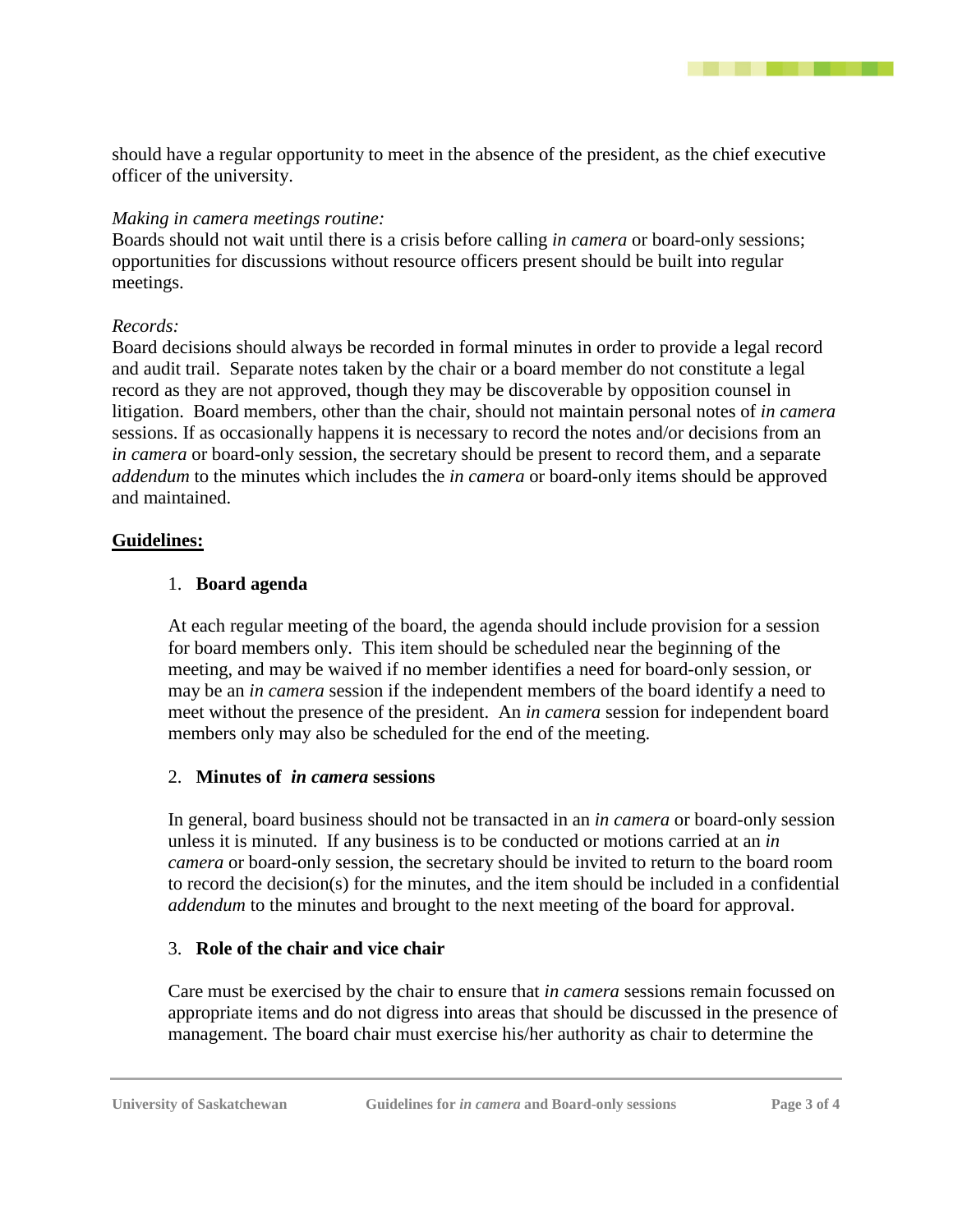should have a regular opportunity to meet in the absence of the president, as the chief executive officer of the university.

*Making in camera meetings routine:*
Boards should not wait until there is a crisis before calling *in camera* or board-only sessions; opportunities for discussions without resource officers present should be built into regular meetings.

*Records:*
Board decisions should always be recorded in formal minutes in order to provide a legal record and audit trail. Separate notes taken by the chair or a board member do not constitute a legal record as they are not approved, though they may be discoverable by opposition counsel in litigation. Board members, other than the chair, should not maintain personal notes of *in camera* sessions. If as occasionally happens it is necessary to record the notes and/or decisions from an *in camera* or board-only session, the secretary should be present to record them, and a separate *addendum* to the minutes which includes the *in camera* or board-only items should be approved and maintained.

## Guidelines:

1. **Board agenda**

   At each regular meeting of the board, the agenda should include provision for a session for board members only. This item should be scheduled near the beginning of the meeting, and may be waived if no member identifies a need for board-only session, or may be an *in camera* session if the independent members of the board identify a need to meet without the presence of the president. An *in camera* session for independent board members only may also be scheduled for the end of the meeting.

2. **Minutes of *in camera* sessions**

   In general, board business should not be transacted in an *in camera* or board-only session unless it is minuted. If any business is to be conducted or motions carried at an *in camera* or board-only session, the secretary should be invited to return to the board room to record the decision(s) for the minutes, and the item should be included in a confidential *addendum* to the minutes and brought to the next meeting of the board for approval.

3. **Role of the chair and vice chair**

   Care must be exercised by the chair to ensure that *in camera* sessions remain focussed on appropriate items and do not digress into areas that should be discussed in the presence of management. The board chair must exercise his/her authority as chair to determine the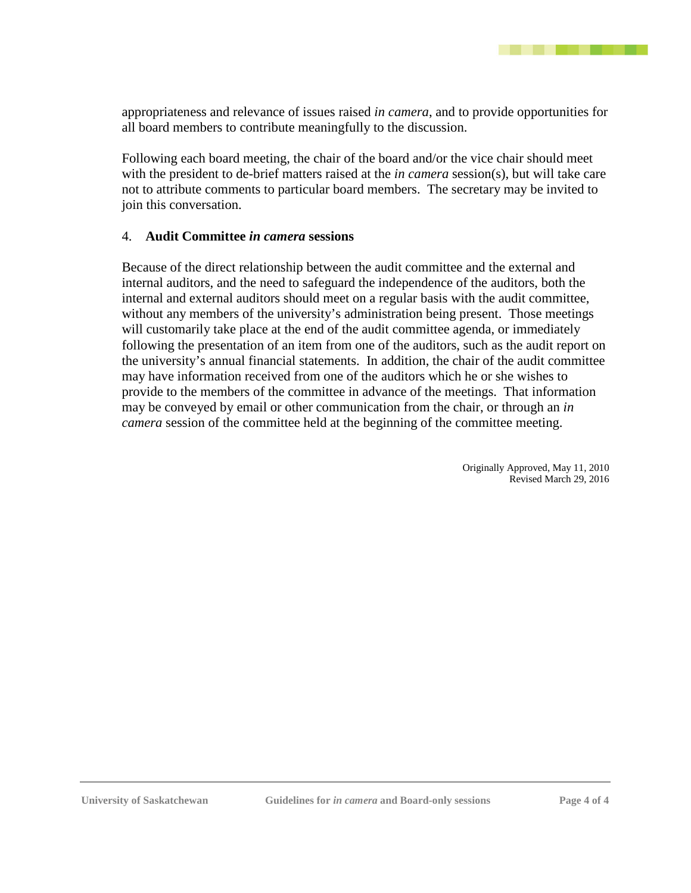appropriateness and relevance of issues raised *in camera*, and to provide opportunities for all board members to contribute meaningfully to the discussion.

Following each board meeting, the chair of the board and/or the vice chair should meet with the president to de-brief matters raised at the *in camera* session(s), but will take care not to attribute comments to particular board members. The secretary may be invited to join this conversation.

### 4. **Audit Committee *in camera* sessions**

Because of the direct relationship between the audit committee and the external and internal auditors, and the need to safeguard the independence of the auditors, both the internal and external auditors should meet on a regular basis with the audit committee, without any members of the university's administration being present. Those meetings will customarily take place at the end of the audit committee agenda, or immediately following the presentation of an item from one of the auditors, such as the audit report on the university's annual financial statements. In addition, the chair of the audit committee may have information received from one of the auditors which he or she wishes to provide to the members of the committee in advance of the meetings. That information may be conveyed by email or other communication from the chair, or through an *in camera* session of the committee held at the beginning of the committee meeting.

Originally Approved, May 11, 2010
Revised March 29, 2016